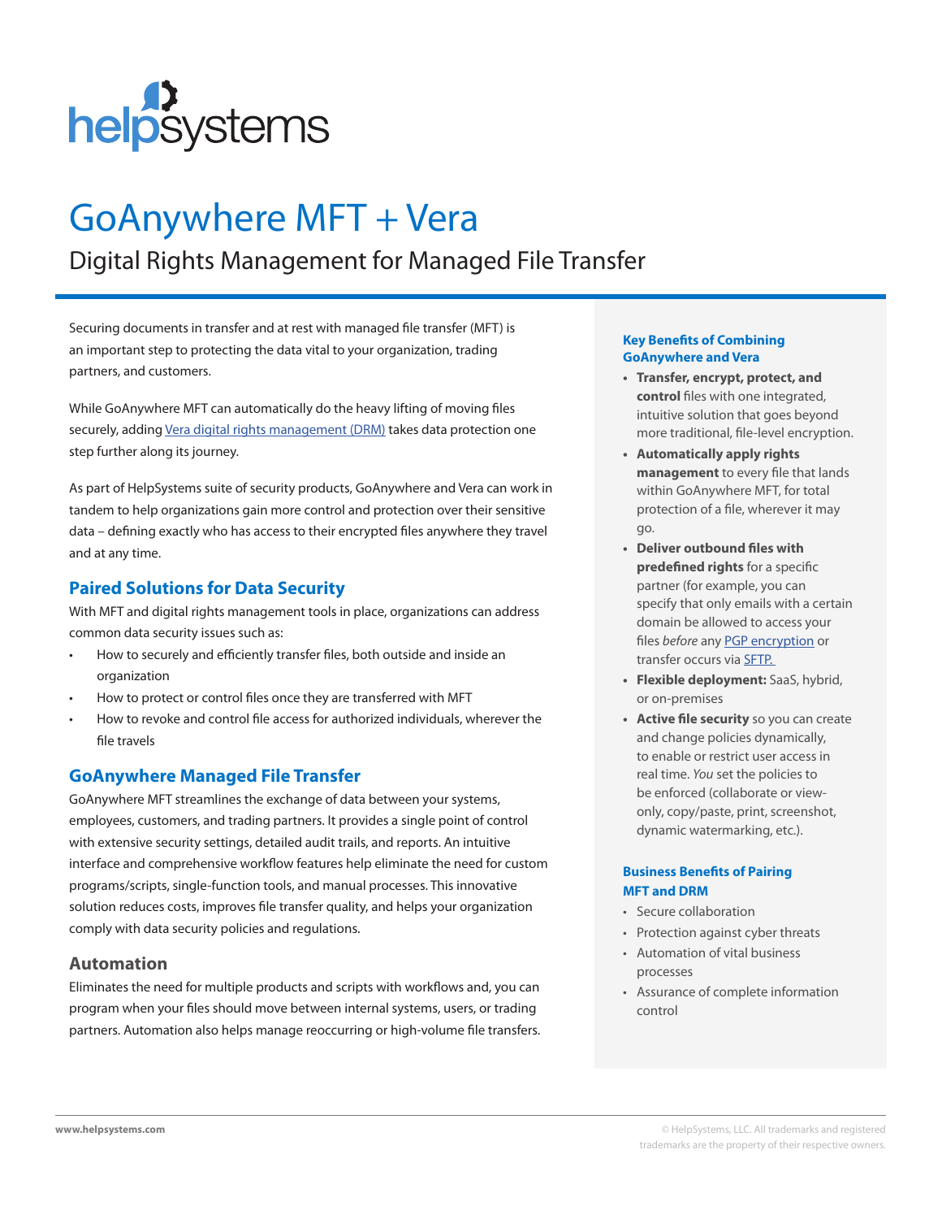# GoAnywhere MFT + Vera

## Digital Rights Management for Managed File Transfer

Securing documents in transfer and at rest with managed file transfer (MFT) is an important step to protecting the data vital to your organization, trading partners, and customers.

While GoAnywhere MFT can automatically do the heavy lifting of moving files securely, adding Vera digital rights management (DRM) takes data protection one step further along its journey.

As part of HelpSystems suite of security products, GoAnywhere and Vera can work in tandem to help organizations gain more control and protection over their sensitive data – defining exactly who has access to their encrypted files anywhere they travel and at any time.

### Paired Solutions for Data Security

With MFT and digital rights management tools in place, organizations can address common data security issues such as:

- How to securely and efficiently transfer files, both outside and inside an organization
- How to protect or control files once they are transferred with MFT
- How to revoke and control file access for authorized individuals, wherever the file travels

### GoAnywhere Managed File Transfer

GoAnywhere MFT streamlines the exchange of data between your systems, employees, customers, and trading partners. It provides a single point of control with extensive security settings, detailed audit trails, and reports. An intuitive interface and comprehensive workflow features help eliminate the need for custom programs/scripts, single-function tools, and manual processes. This innovative solution reduces costs, improves file transfer quality, and helps your organization comply with data security policies and regulations.

#### Automation

Eliminates the need for multiple products and scripts with workflows and, you can program when your files should move between internal systems, users, or trading partners. Automation also helps manage reoccurring or high-volume file transfers.

#### Key Benefits of Combining GoAnywhere and Vera

- **Transfer, encrypt, protect, and control** files with one integrated, intuitive solution that goes beyond more traditional, file-level encryption.
- **Automatically apply rights management** to every file that lands within GoAnywhere MFT, for total protection of a file, wherever it may go.
- **Deliver outbound files with predefined rights** for a specific partner (for example, you can specify that only emails with a certain domain be allowed to access your files *before* any PGP encryption or transfer occurs via SFTP.
- **Flexible deployment:** SaaS, hybrid, or on-premises
- **Active file security** so you can create and change policies dynamically, to enable or restrict user access in real time. *You* set the policies to be enforced (collaborate or view-only, copy/paste, print, screenshot, dynamic watermarking, etc.).

#### Business Benefits of Pairing MFT and DRM

- Secure collaboration
- Protection against cyber threats
- Automation of vital business processes
- Assurance of complete information control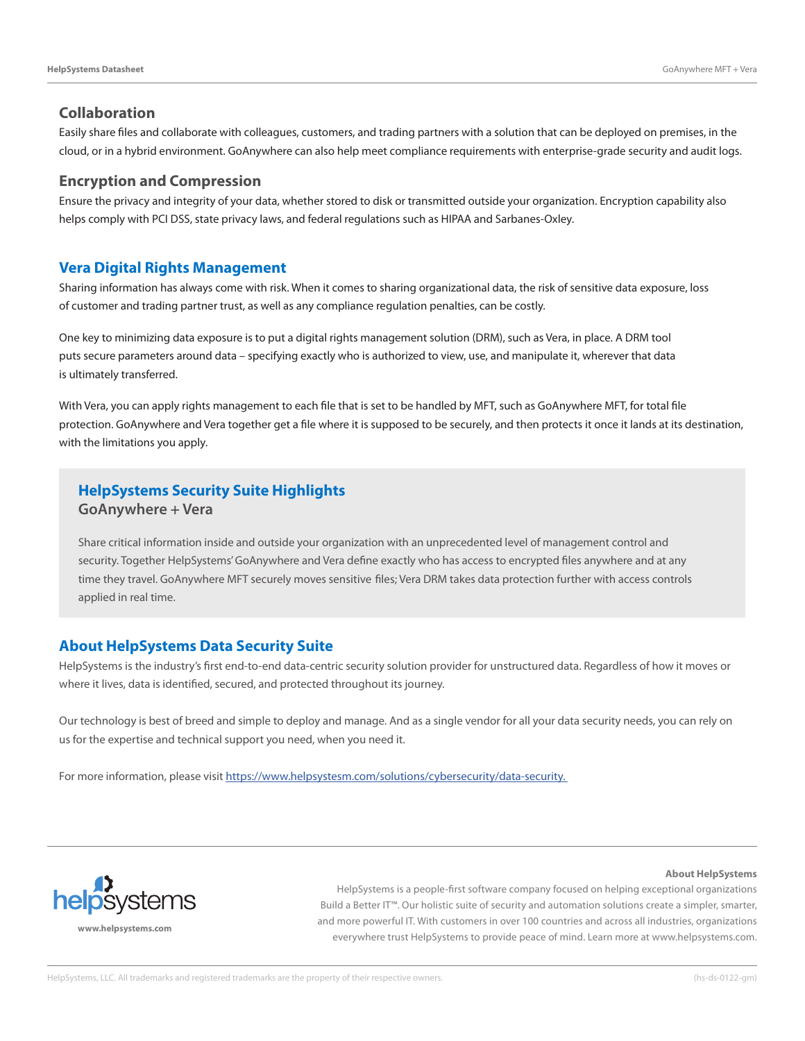### Collaboration

Easily share files and collaborate with colleagues, customers, and trading partners with a solution that can be deployed on premises, in the cloud, or in a hybrid environment. GoAnywhere can also help meet compliance requirements with enterprise-grade security and audit logs.

### Encryption and Compression

Ensure the privacy and integrity of your data, whether stored to disk or transmitted outside your organization. Encryption capability also helps comply with PCI DSS, state privacy laws, and federal regulations such as HIPAA and Sarbanes-Oxley.

## Vera Digital Rights Management

Sharing information has always come with risk. When it comes to sharing organizational data, the risk of sensitive data exposure, loss of customer and trading partner trust, as well as any compliance regulation penalties, can be costly.

One key to minimizing data exposure is to put a digital rights management solution (DRM), such as Vera, in place. A DRM tool puts secure parameters around data – specifying exactly who is authorized to view, use, and manipulate it, wherever that data is ultimately transferred.

With Vera, you can apply rights management to each file that is set to be handled by MFT, such as GoAnywhere MFT, for total file protection. GoAnywhere and Vera together get a file where it is supposed to be securely, and then protects it once it lands at its destination, with the limitations you apply.

## HelpSystems Security Suite Highlights

### GoAnywhere + Vera

Share critical information inside and outside your organization with an unprecedented level of management control and security. Together HelpSystems' GoAnywhere and Vera define exactly who has access to encrypted files anywhere and at any time they travel. GoAnywhere MFT securely moves sensitive files; Vera DRM takes data protection further with access controls applied in real time.

## About HelpSystems Data Security Suite

HelpSystems is the industry's first end-to-end data-centric security solution provider for unstructured data. Regardless of how it moves or where it lives, data is identified, secured, and protected throughout its journey.

Our technology is best of breed and simple to deploy and manage. And as a single vendor for all your data security needs, you can rely on us for the expertise and technical support you need, when you need it.

For more information, please visit https://www.helpsystesm.com/solutions/cybersecurity/data-security.

www.helpsystems.com

**About HelpSystems**

HelpSystems is a people-first software company focused on helping exceptional organizations Build a Better IT™. Our holistic suite of security and automation solutions create a simpler, smarter, and more powerful IT. With customers in over 100 countries and across all industries, organizations everywhere trust HelpSystems to provide peace of mind. Learn more at www.helpsystems.com.

HelpSystems, LLC. All trademarks and registered trademarks are the property of their respective owners. (hs-ds-0122-gm)